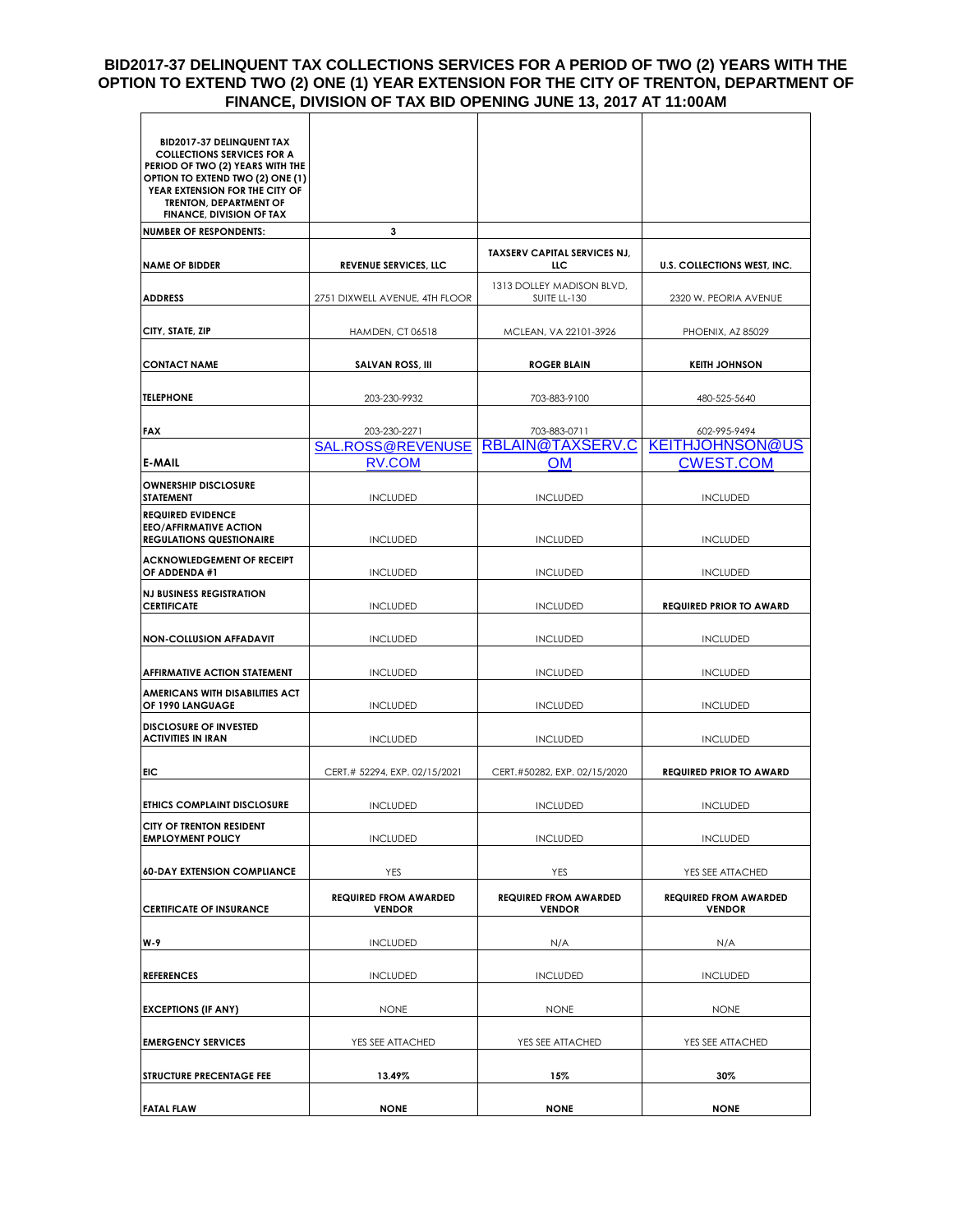# BID2017-37 DELINQUENT TAX COLLECTIONS SERVICES FOR A PERIOD OF TWO (2) YEARS WITH THE OPTION TO EXTEND TWO (2) ONE (1) YEAR EXTENSION FOR THE CITY OF TRENTON, DEPARTMENT OF FINANCE, DIVISION OF TAX BID OPENING JUNE 13, 2017 AT 11:00AM

| BID2017-37 DELINQUENT TAX COLLECTIONS SERVICES FOR A PERIOD OF TWO (2) YEARS WITH THE OPTION TO EXTEND TWO (2) ONE (1) YEAR EXTENSION FOR THE CITY OF TRENTON, DEPARTMENT OF FINANCE, DIVISION OF TAX | | | |
|---|---|---|---|
| **NUMBER OF RESPONDENTS:** | **3** | | |
| **NAME OF BIDDER** | **REVENUE SERVICES, LLC** | **TAXSERV CAPITAL SERVICES NJ, LLC** | **U.S. COLLECTIONS WEST, INC.** |
| **ADDRESS** | 2751 DIXWELL AVENUE, 4TH FLOOR | 1313 DOLLEY MADISON BLVD, SUITE LL-130 | 2320 W. PEORIA AVENUE |
| **CITY, STATE, ZIP** | HAMDEN, CT 06518 | MCLEAN, VA 22101-3926 | PHOENIX, AZ 85029 |
| **CONTACT NAME** | **SALVAN ROSS, III** | **ROGER BLAIN** | **KEITH JOHNSON** |
| **TELEPHONE** | 203-230-9932 | 703-883-9100 | 480-525-5640 |
| **FAX** | 203-230-2271 | 703-883-0711 | 602-995-9494 |
| **E-MAIL** | SAL.ROSS@REVENUESERV.COM | RBLAIN@TAXSERV.COM | KEITHJOHNSON@USCWEST.COM |
| **OWNERSHIP DISCLOSURE STATEMENT** | INCLUDED | INCLUDED | INCLUDED |
| **REQUIRED EVIDENCE EEO/AFFIRMATIVE ACTION REGULATIONS QUESTIONAIRE** | INCLUDED | INCLUDED | INCLUDED |
| **ACKNOWLEDGEMENT OF RECEIPT OF ADDENDA #1** | INCLUDED | INCLUDED | INCLUDED |
| **NJ BUSINESS REGISTRATION CERTIFICATE** | INCLUDED | INCLUDED | **REQUIRED PRIOR TO AWARD** |
| **NON-COLLUSION AFFADAVIT** | INCLUDED | INCLUDED | INCLUDED |
| **AFFIRMATIVE ACTION STATEMENT** | INCLUDED | INCLUDED | INCLUDED |
| **AMERICANS WITH DISABILITIES ACT OF 1990 LANGUAGE** | INCLUDED | INCLUDED | INCLUDED |
| **DISCLOSURE OF INVESTED ACTIVITIES IN IRAN** | INCLUDED | INCLUDED | INCLUDED |
| **EIC** | CERT.# 52294, EXP. 02/15/2021 | CERT.#50282, EXP. 02/15/2020 | **REQUIRED PRIOR TO AWARD** |
| **ETHICS COMPLAINT DISCLOSURE** | INCLUDED | INCLUDED | INCLUDED |
| **CITY OF TRENTON RESIDENT EMPLOYMENT POLICY** | INCLUDED | INCLUDED | INCLUDED |
| **60-DAY EXTENSION COMPLIANCE** | YES | YES | YES SEE ATTACHED |
| **CERTIFICATE OF INSURANCE** | **REQUIRED FROM AWARDED VENDOR** | **REQUIRED FROM AWARDED VENDOR** | **REQUIRED FROM AWARDED VENDOR** |
| **W-9** | INCLUDED | N/A | N/A |
| **REFERENCES** | INCLUDED | INCLUDED | INCLUDED |
| **EXCEPTIONS (IF ANY)** | NONE | NONE | NONE |
| **EMERGENCY SERVICES** | YES SEE ATTACHED | YES SEE ATTACHED | YES SEE ATTACHED |
| **STRUCTURE PRECENTAGE FEE** | **13.49%** | **15%** | **30%** |
| **FATAL FLAW** | **NONE** | **NONE** | **NONE** |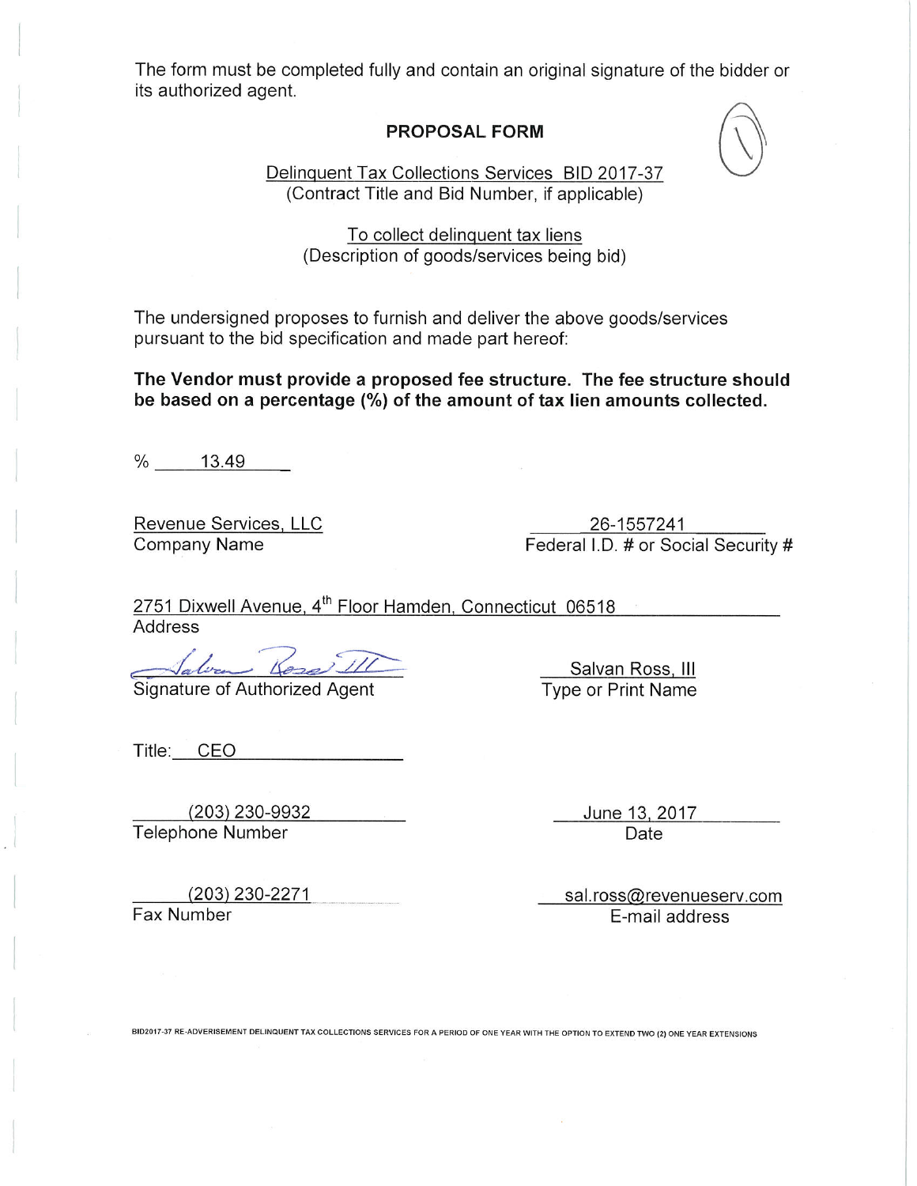The form must be completed fully and contain an original signature of the bidder or its authorized agent.

## PROPOSAL FORM

Delinquent Tax Collections Services BID 2017-37
(Contract Title and Bid Number, if applicable)

To collect delinquent tax liens
(Description of goods/services being bid)

The undersigned proposes to furnish and deliver the above goods/services pursuant to the bid specification and made part hereof:

**The Vendor must provide a proposed fee structure. The fee structure should be based on a percentage (%) of the amount of tax lien amounts collected.**

% 13.49

Revenue Services, LLC
Company Name

26-1557241
Federal I.D. # or Social Security #

2751 Dixwell Avenue, 4th Floor Hamden, Connecticut 06518
Address

Signature of Authorized Agent

Salvan Ross, III
Type or Print Name

Title: CEO

(203) 230-9932
Telephone Number

June 13, 2017
Date

(203) 230-2271
Fax Number

sal.ross@revenueserv.com
E-mail address

BID2017-37 RE-ADVERISEMENT DELINQUENT TAX COLLECTIONS SERVICES FOR A PERIOD OF ONE YEAR WITH THE OPTION TO EXTEND TWO (2) ONE YEAR EXTENSIONS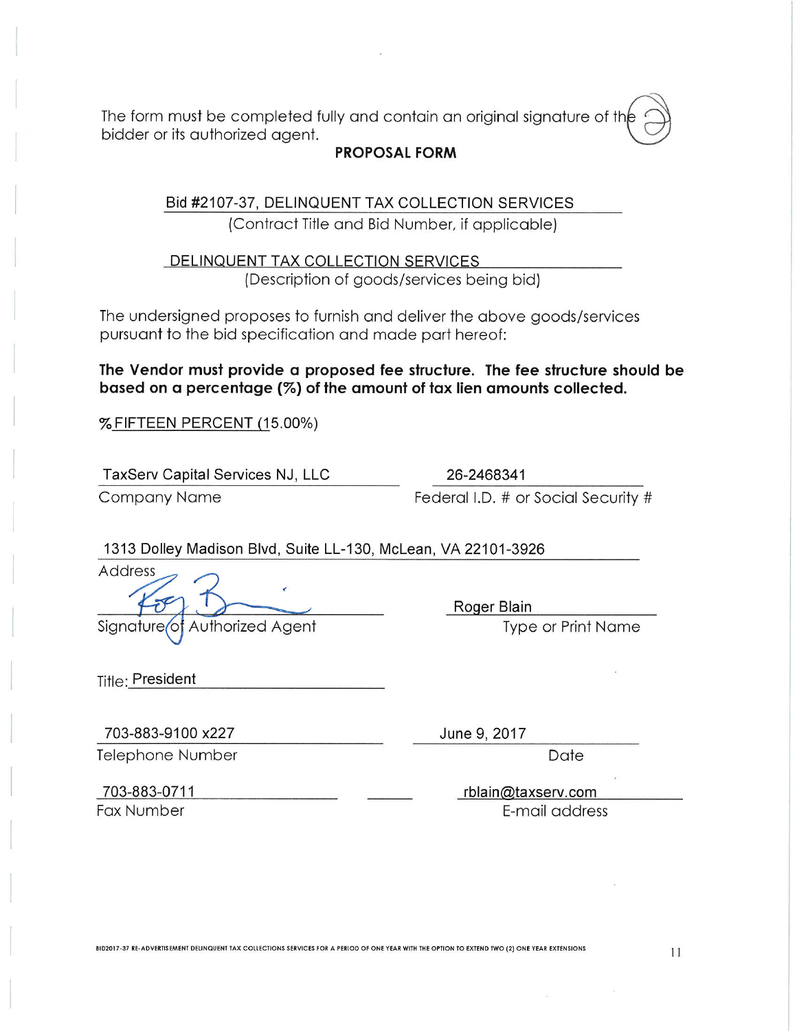The form must be completed fully and contain an original signature of the bidder or its authorized agent.

**PROPOSAL FORM**

Bid #2107-37, DELINQUENT TAX COLLECTION SERVICES
(Contract Title and Bid Number, if applicable)

DELINQUENT TAX COLLECTION SERVICES
(Description of goods/services being bid)

The undersigned proposes to furnish and deliver the above goods/services pursuant to the bid specification and made part hereof:

**The Vendor must provide a proposed fee structure. The fee structure should be based on a percentage (%) of the amount of tax lien amounts collected.**

% FIFTEEN PERCENT (15.00%)

TaxServ Capital Services NJ, LLC
Company Name

26-2468341
Federal I.D. # or Social Security #

1313 Dolley Madison Blvd, Suite LL-130, McLean, VA 22101-3926
Address

[Signature]
Signature of Authorized Agent

Roger Blain
Type or Print Name

Title: President

703-883-9100 x227
Telephone Number

June 9, 2017
Date

703-883-0711
Fax Number

rblain@taxserv.com
E-mail address

BID2017-37 RE-ADVERTISEMENT DELINQUENT TAX COLLECTIONS SERVICES FOR A PERIOD OF ONE YEAR WITH THE OPTION TO EXTEND TWO (2) ONE YEAR EXTENSIONS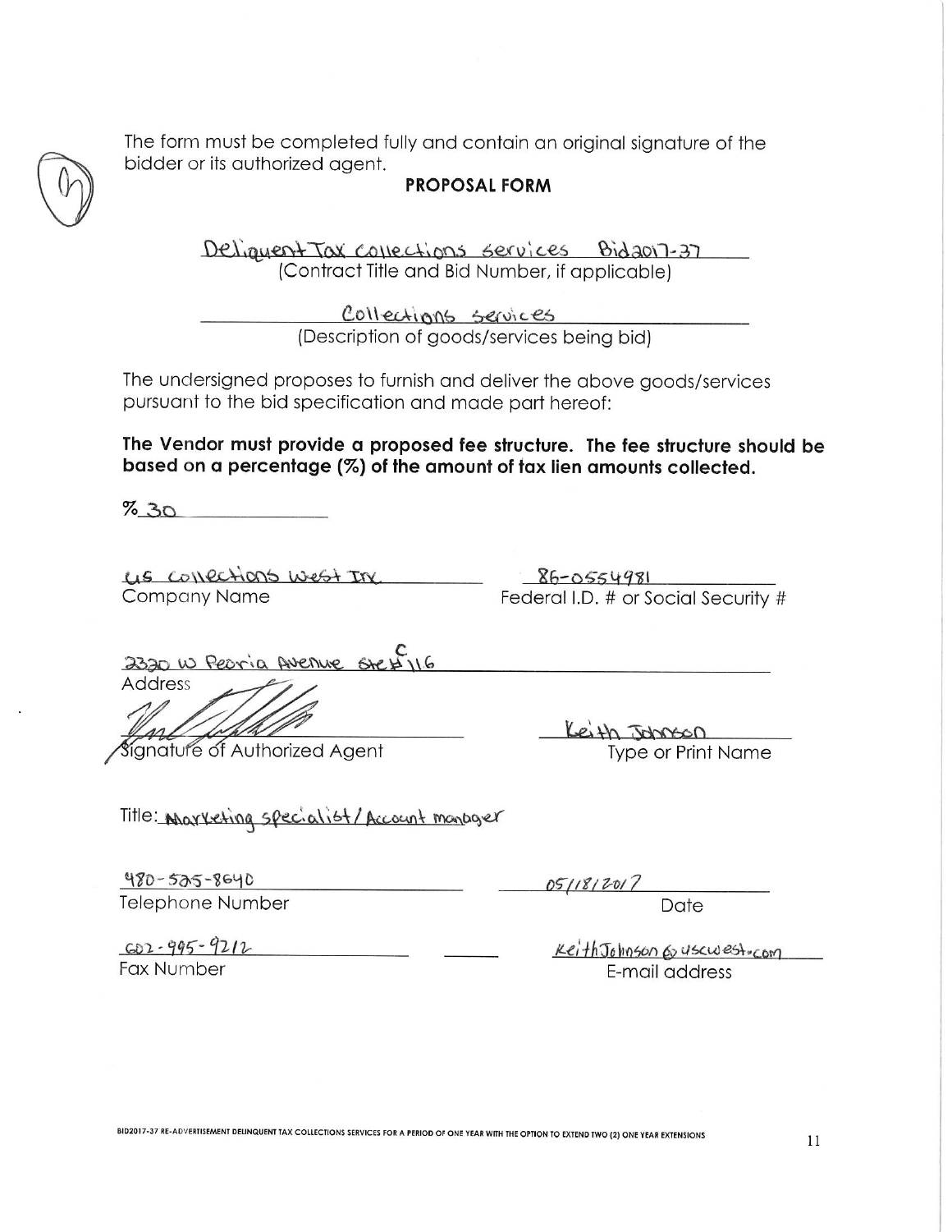The form must be completed fully and contain an original signature of the bidder or its authorized agent.

**PROPOSAL FORM**

Deliquent Tax Collections services Bid2017-37
(Contract Title and Bid Number, if applicable)

Collections services
(Description of goods/services being bid)

The undersigned proposes to furnish and deliver the above goods/services pursuant to the bid specification and made part hereof:

**The Vendor must provide a proposed fee structure. The fee structure should be based on a percentage (%) of the amount of tax lien amounts collected.**

% 30

US Collections West Inc
Company Name

86-0554981
Federal I.D. # or Social Security #

2320 W Peoria Avenue Ste C #116
Address

Signature of Authorized Agent

Keith Johnson
Type or Print Name

Title: Marketing Specialist/Account manager

480-525-8640
Telephone Number

05/18/2017
Date

602-995-9212
Fax Number

KeithJohnson@uscwest.com
E-mail address

BID2017-37 RE-ADVERTISEMENT DELINQUENT TAX COLLECTIONS SERVICES FOR A PERIOD OF ONE YEAR WITH THE OPTION TO EXTEND TWO (2) ONE YEAR EXTENSIONS